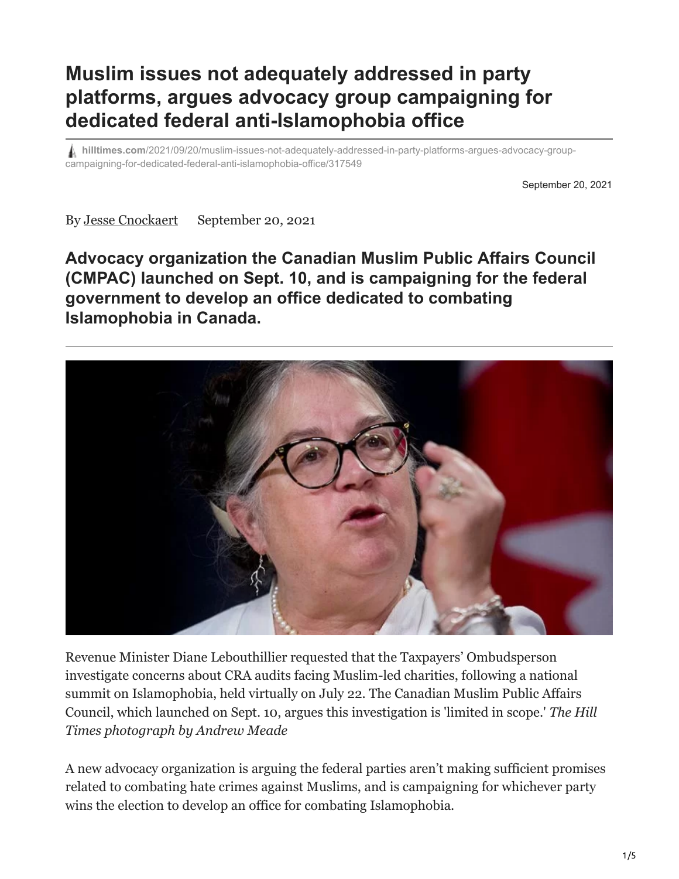# Muslim issues not adequately addressed in party platforms, argues advocacy group campaigning for dedicated federal anti-Islamophobia office

hilltimes.com/2021/09/20/muslim-issues-not-adequately-addressed-in-party-platforms-argues-advocacy-group-campaigning-for-dedicated-federal-anti-islamophobia-office/317549

September 20, 2021

By Jesse Cnockaert September 20, 2021

**Advocacy organization the Canadian Muslim Public Affairs Council (CMPAC) launched on Sept. 10, and is campaigning for the federal government to develop an office dedicated to combating Islamophobia in Canada.**

Revenue Minister Diane Lebouthillier requested that the Taxpayers' Ombudsperson investigate concerns about CRA audits facing Muslim-led charities, following a national summit on Islamophobia, held virtually on July 22. The Canadian Muslim Public Affairs Council, which launched on Sept. 10, argues this investigation is 'limited in scope.' *The Hill Times photograph by Andrew Meade*

A new advocacy organization is arguing the federal parties aren't making sufficient promises related to combating hate crimes against Muslims, and is campaigning for whichever party wins the election to develop an office for combating Islamophobia.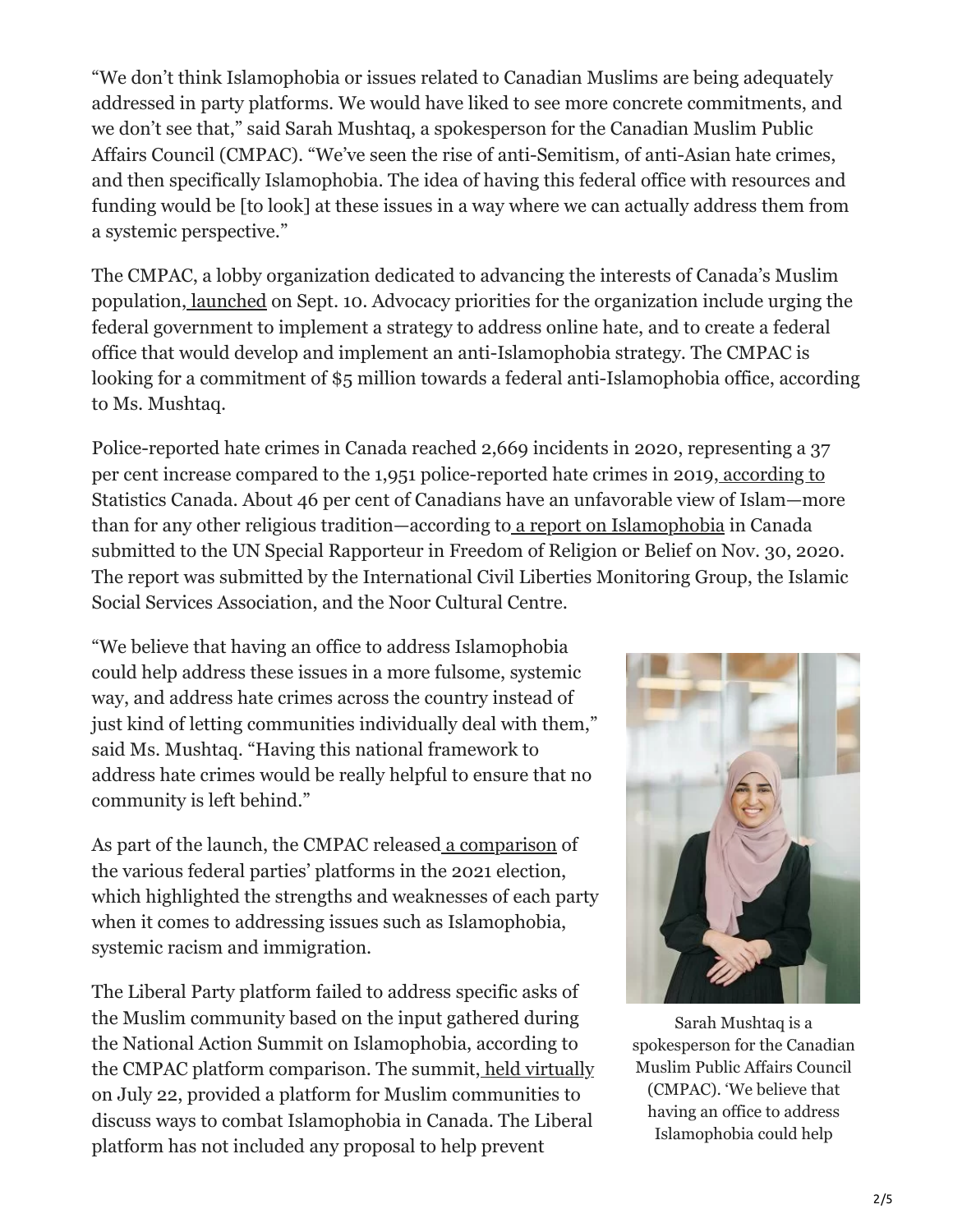"We don't think Islamophobia or issues related to Canadian Muslims are being adequately addressed in party platforms. We would have liked to see more concrete commitments, and we don't see that," said Sarah Mushtaq, a spokesperson for the Canadian Muslim Public Affairs Council (CMPAC). "We've seen the rise of anti-Semitism, of anti-Asian hate crimes, and then specifically Islamophobia. The idea of having this federal office with resources and funding would be [to look] at these issues in a way where we can actually address them from a systemic perspective."

The CMPAC, a lobby organization dedicated to advancing the interests of Canada's Muslim population, launched on Sept. 10. Advocacy priorities for the organization include urging the federal government to implement a strategy to address online hate, and to create a federal office that would develop and implement an anti-Islamophobia strategy. The CMPAC is looking for a commitment of $5 million towards a federal anti-Islamophobia office, according to Ms. Mushtaq.

Police-reported hate crimes in Canada reached 2,669 incidents in 2020, representing a 37 per cent increase compared to the 1,951 police-reported hate crimes in 2019, according to Statistics Canada. About 46 per cent of Canadians have an unfavorable view of Islam—more than for any other religious tradition—according to a report on Islamophobia in Canada submitted to the UN Special Rapporteur in Freedom of Religion or Belief on Nov. 30, 2020. The report was submitted by the International Civil Liberties Monitoring Group, the Islamic Social Services Association, and the Noor Cultural Centre.

"We believe that having an office to address Islamophobia could help address these issues in a more fulsome, systemic way, and address hate crimes across the country instead of just kind of letting communities individually deal with them," said Ms. Mushtaq. "Having this national framework to address hate crimes would be really helpful to ensure that no community is left behind."

Sarah Mushtaq is a spokesperson for the Canadian Muslim Public Affairs Council (CMPAC). 'We believe that having an office to address Islamophobia could help

As part of the launch, the CMPAC released a comparison of the various federal parties' platforms in the 2021 election, which highlighted the strengths and weaknesses of each party when it comes to addressing issues such as Islamophobia, systemic racism and immigration.

The Liberal Party platform failed to address specific asks of the Muslim community based on the input gathered during the National Action Summit on Islamophobia, according to the CMPAC platform comparison. The summit, held virtually on July 22, provided a platform for Muslim communities to discuss ways to combat Islamophobia in Canada. The Liberal platform has not included any proposal to help prevent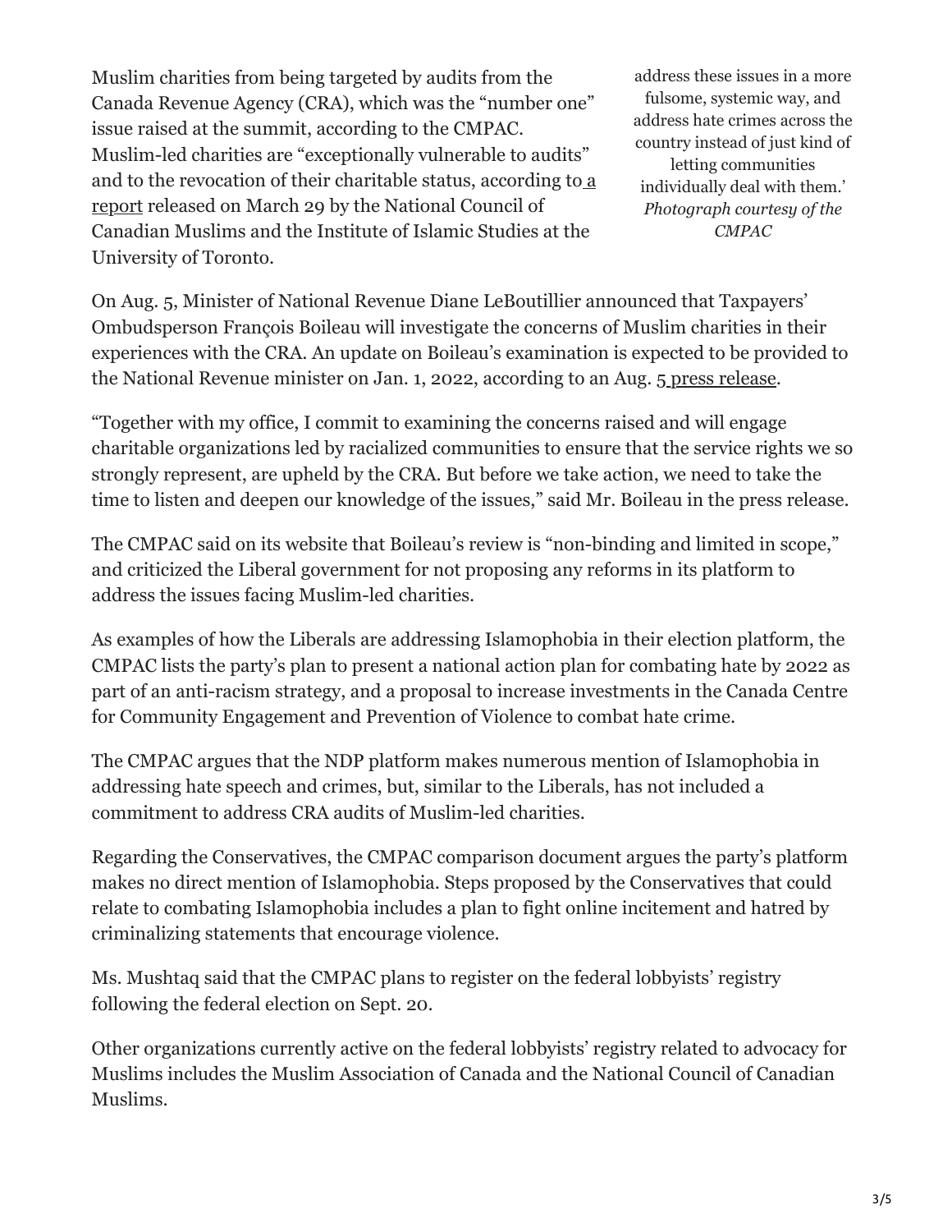Muslim charities from being targeted by audits from the Canada Revenue Agency (CRA), which was the "number one" issue raised at the summit, according to the CMPAC. Muslim-led charities are "exceptionally vulnerable to audits" and to the revocation of their charitable status, according to a report released on March 29 by the National Council of Canadian Muslims and the Institute of Islamic Studies at the University of Toronto.

address these issues in a more fulsome, systemic way, and address hate crimes across the country instead of just kind of letting communities individually deal with them.' *Photograph courtesy of the CMPAC*

On Aug. 5, Minister of National Revenue Diane LeBoutillier announced that Taxpayers' Ombudsperson François Boileau will investigate the concerns of Muslim charities in their experiences with the CRA. An update on Boileau's examination is expected to be provided to the National Revenue minister on Jan. 1, 2022, according to an Aug. 5 press release.

"Together with my office, I commit to examining the concerns raised and will engage charitable organizations led by racialized communities to ensure that the service rights we so strongly represent, are upheld by the CRA. But before we take action, we need to take the time to listen and deepen our knowledge of the issues," said Mr. Boileau in the press release.

The CMPAC said on its website that Boileau's review is "non-binding and limited in scope," and criticized the Liberal government for not proposing any reforms in its platform to address the issues facing Muslim-led charities.

As examples of how the Liberals are addressing Islamophobia in their election platform, the CMPAC lists the party's plan to present a national action plan for combating hate by 2022 as part of an anti-racism strategy, and a proposal to increase investments in the Canada Centre for Community Engagement and Prevention of Violence to combat hate crime.

The CMPAC argues that the NDP platform makes numerous mention of Islamophobia in addressing hate speech and crimes, but, similar to the Liberals, has not included a commitment to address CRA audits of Muslim-led charities.

Regarding the Conservatives, the CMPAC comparison document argues the party's platform makes no direct mention of Islamophobia. Steps proposed by the Conservatives that could relate to combating Islamophobia includes a plan to fight online incitement and hatred by criminalizing statements that encourage violence.

Ms. Mushtaq said that the CMPAC plans to register on the federal lobbyists' registry following the federal election on Sept. 20.

Other organizations currently active on the federal lobbyists' registry related to advocacy for Muslims includes the Muslim Association of Canada and the National Council of Canadian Muslims.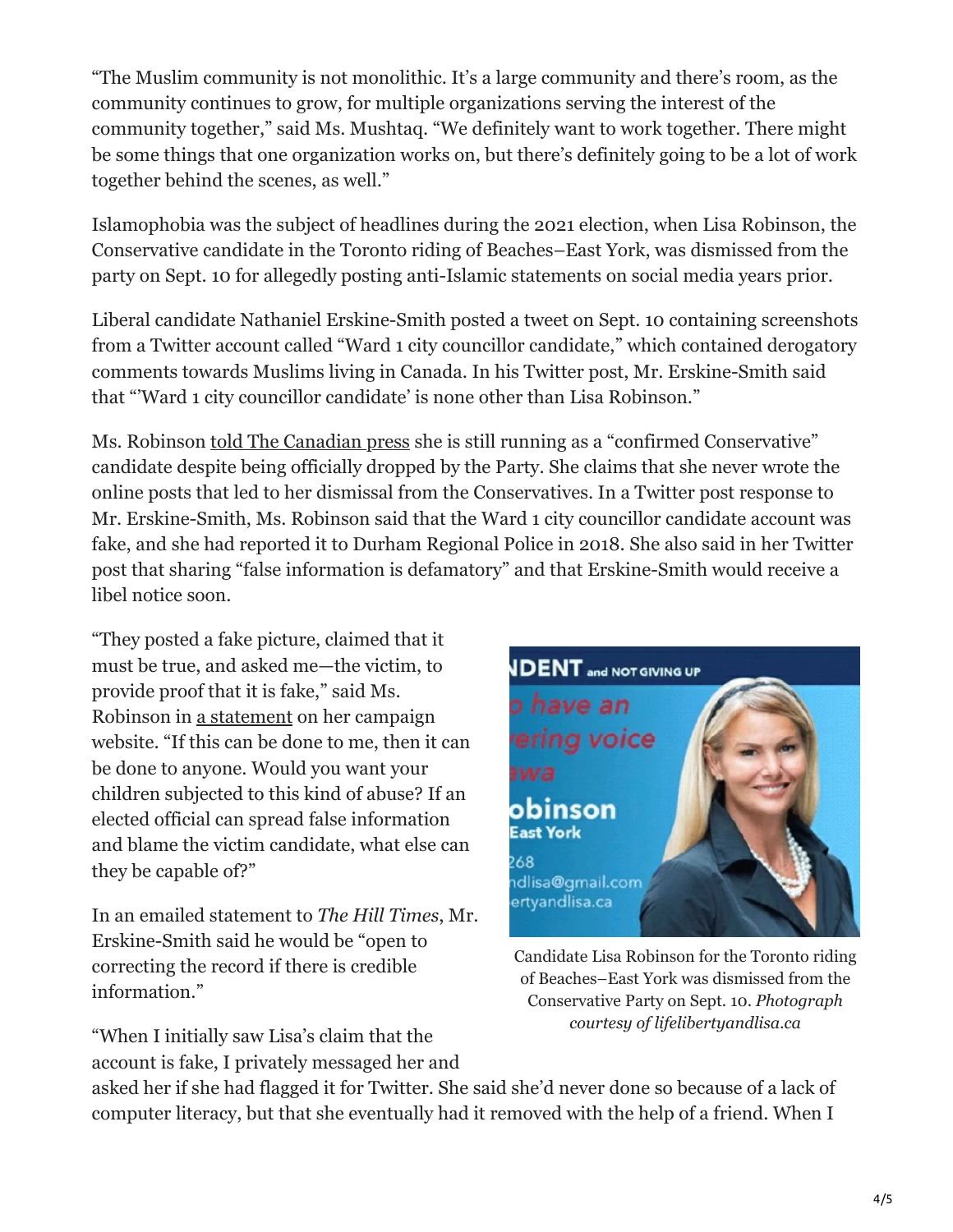"The Muslim community is not monolithic. It's a large community and there's room, as the community continues to grow, for multiple organizations serving the interest of the community together," said Ms. Mushtaq. "We definitely want to work together. There might be some things that one organization works on, but there's definitely going to be a lot of work together behind the scenes, as well."

Islamophobia was the subject of headlines during the 2021 election, when Lisa Robinson, the Conservative candidate in the Toronto riding of Beaches–East York, was dismissed from the party on Sept. 10 for allegedly posting anti-Islamic statements on social media years prior.

Liberal candidate Nathaniel Erskine-Smith posted a tweet on Sept. 10 containing screenshots from a Twitter account called "Ward 1 city councillor candidate," which contained derogatory comments towards Muslims living in Canada. In his Twitter post, Mr. Erskine-Smith said that "'Ward 1 city councillor candidate' is none other than Lisa Robinson."

Ms. Robinson told The Canadian press she is still running as a "confirmed Conservative" candidate despite being officially dropped by the Party. She claims that she never wrote the online posts that led to her dismissal from the Conservatives. In a Twitter post response to Mr. Erskine-Smith, Ms. Robinson said that the Ward 1 city councillor candidate account was fake, and she had reported it to Durham Regional Police in 2018. She also said in her Twitter post that sharing "false information is defamatory" and that Erskine-Smith would receive a libel notice soon.

"They posted a fake picture, claimed that it must be true, and asked me—the victim, to provide proof that it is fake," said Ms. Robinson in a statement on her campaign website. "If this can be done to me, then it can be done to anyone. Would you want your children subjected to this kind of abuse? If an elected official can spread false information and blame the victim candidate, what else can they be capable of?"

Candidate Lisa Robinson for the Toronto riding of Beaches–East York was dismissed from the Conservative Party on Sept. 10. *Photograph courtesy of lifelibertyandlisa.ca*

In an emailed statement to *The Hill Times*, Mr. Erskine-Smith said he would be "open to correcting the record if there is credible information."

"When I initially saw Lisa's claim that the account is fake, I privately messaged her and asked her if she had flagged it for Twitter. She said she'd never done so because of a lack of computer literacy, but that she eventually had it removed with the help of a friend. When I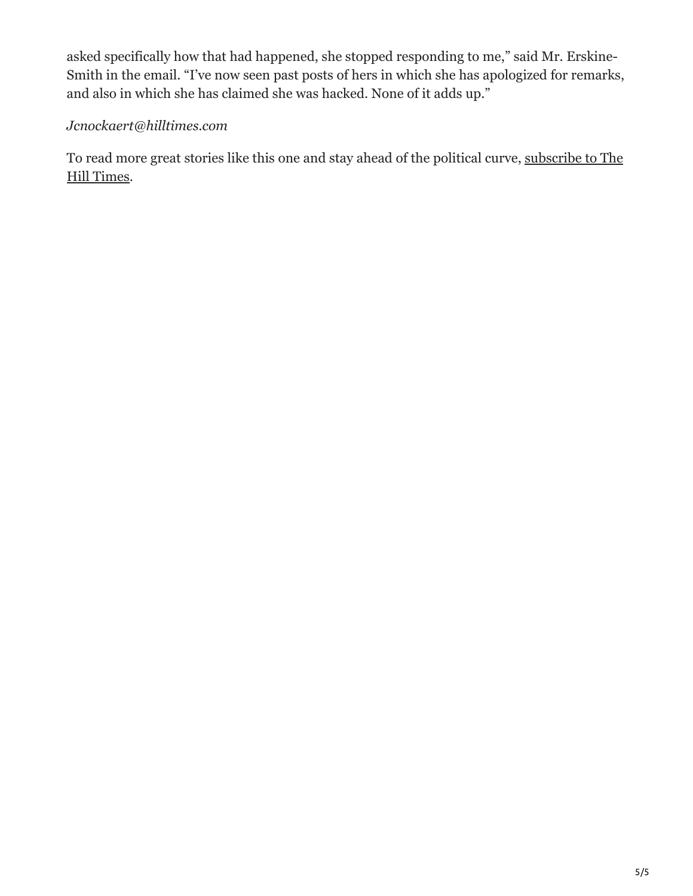asked specifically how that had happened, she stopped responding to me," said Mr. Erskine-Smith in the email. "I've now seen past posts of hers in which she has apologized for remarks, and also in which she has claimed she was hacked. None of it adds up."

*Jcnockaert@hilltimes.com*

To read more great stories like this one and stay ahead of the political curve, subscribe to The Hill Times.